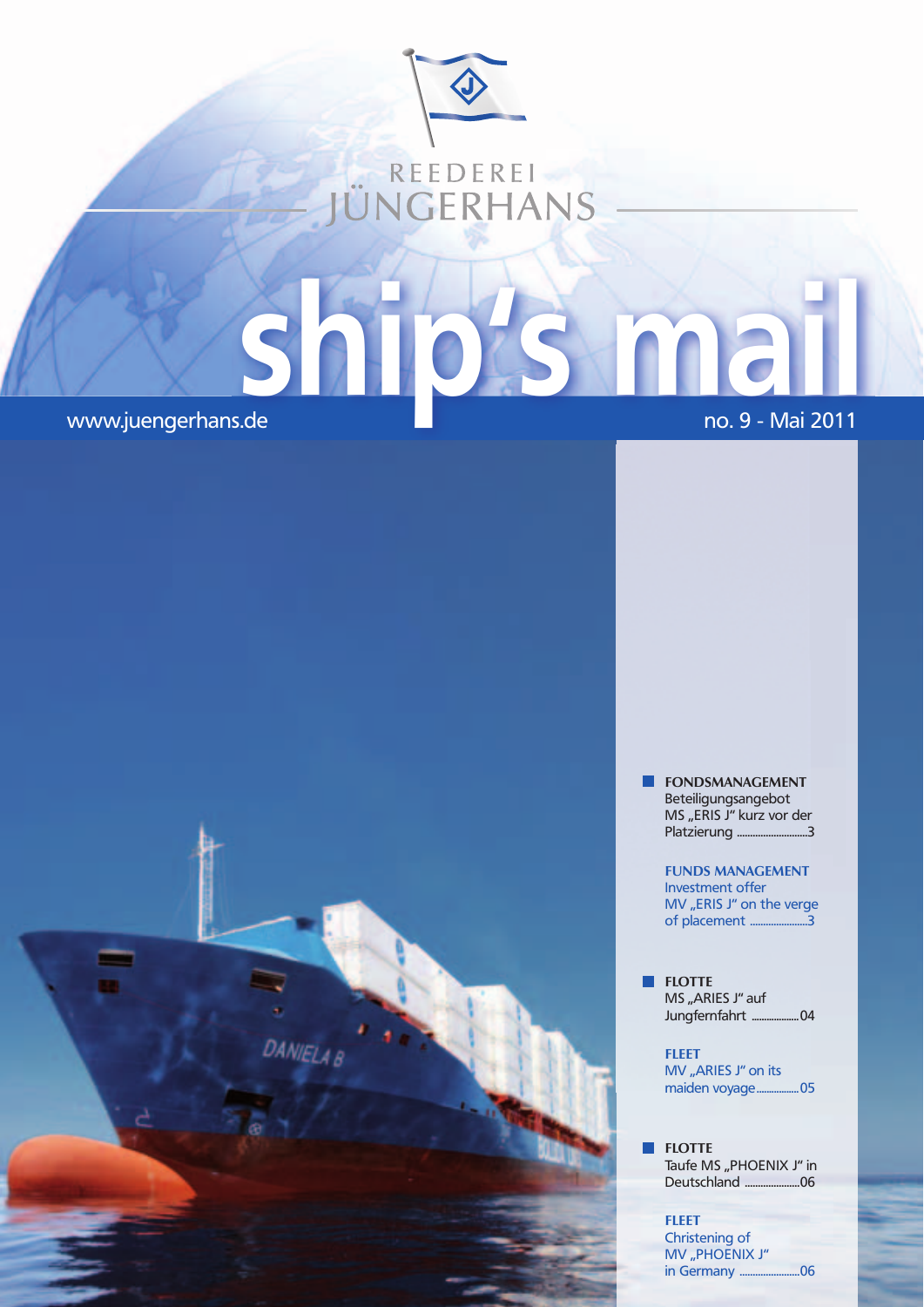REEDEREI JÜNGERHANS

# ship's mail

www.juengerhans.de

no. 9 - Mai 2011

- **FONDSMANAGEMENT**
  Beteiligungsangebot MS „ERIS J" kurz vor der Platzierung ........................3

  **FUNDS MANAGEMENT**
  Investment offer MV „ERIS J" on the verge of placement ........................3

- **FLOTTE**
  MS „ARIES J" auf Jungfernfahrt ........................04

  **FLEET**
  MV „ARIES J" on its maiden voyage........................05

- **FLOTTE**
  Taufe MS „PHOENIX J" in Deutschland ........................06

  **FLEET**
  Christening of MV „PHOENIX J" in Germany ........................06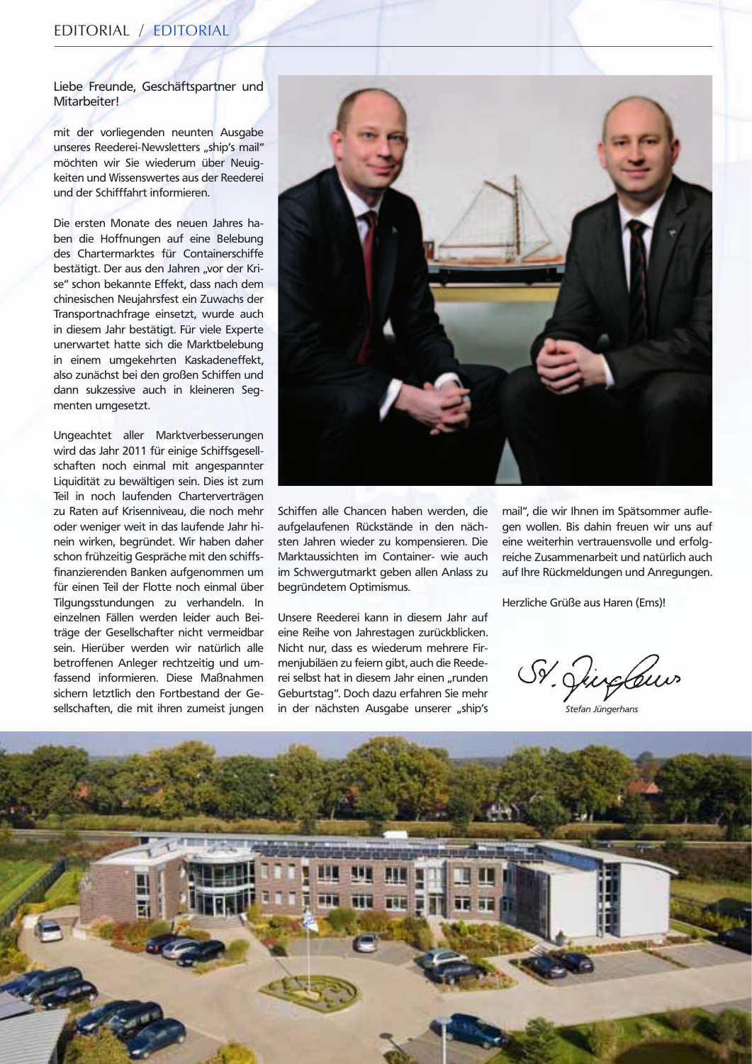# EDITORIAL / EDITORIAL

Liebe Freunde, Geschäftspartner und Mitarbeiter!

mit der vorliegenden neunten Ausgabe unseres Reederei-Newsletters „ship's mail" möchten wir Sie wiederum über Neuigkeiten und Wissenswertes aus der Reederei und der Schifffahrt informieren.

Die ersten Monate des neuen Jahres haben die Hoffnungen auf eine Belebung des Chartermarktes für Containerschiffe bestätigt. Der aus den Jahren „vor der Krise" schon bekannte Effekt, dass nach dem chinesischen Neujahrsfest ein Zuwachs der Transportnachfrage einsetzt, wurde auch in diesem Jahr bestätigt. Für viele Experte unerwartet hatte sich die Marktbelebung in einem umgekehrten Kaskadeneffekt, also zunächst bei den großen Schiffen und dann sukzessive auch in kleineren Segmenten umgesetzt.

Ungeachtet aller Marktverbesserungen wird das Jahr 2011 für einige Schiffsgesellschaften noch einmal mit angespannter Liquidität zu bewältigen sein. Dies ist zum Teil in noch laufenden Charterverträgen zu Raten auf Krisenniveau, die noch mehr oder weniger weit in das laufende Jahr hinein wirken, begründet. Wir haben daher schon frühzeitig Gespräche mit den schiffsfinanzierenden Banken aufgenommen um für einen Teil der Flotte noch einmal über Tilgungsstundungen zu verhandeln. In einzelnen Fällen werden leider auch Beiträge der Gesellschafter nicht vermeidbar sein. Hierüber werden wir natürlich alle betroffenen Anleger rechtzeitig und umfassend informieren. Diese Maßnahmen sichern letztlich den Fortbestand der Gesellschaften, die mit ihren zumeist jungen Schiffen alle Chancen haben werden, die aufgelaufenen Rückstände in den nächsten Jahren wieder zu kompensieren. Die Marktaussichten im Container- wie auch im Schwergutmarkt geben allen Anlass zu begründetem Optimismus.

Unsere Reederei kann in diesem Jahr auf eine Reihe von Jahrestagen zurückblicken. Nicht nur, dass es wiederum mehrere Firmenjubiläen zu feiern gibt, auch die Reederei selbst hat in diesem Jahr einen „runden Geburtstag". Doch dazu erfahren Sie mehr in der nächsten Ausgabe unserer „ship's mail", die wir Ihnen im Spätsommer auflegen wollen. Bis dahin freuen wir uns auf eine weiterhin vertrauensvolle und erfolgreiche Zusammenarbeit und natürlich auch auf Ihre Rückmeldungen und Anregungen.

Herzliche Grüße aus Haren (Ems)!

*Stefan Jüngerhans*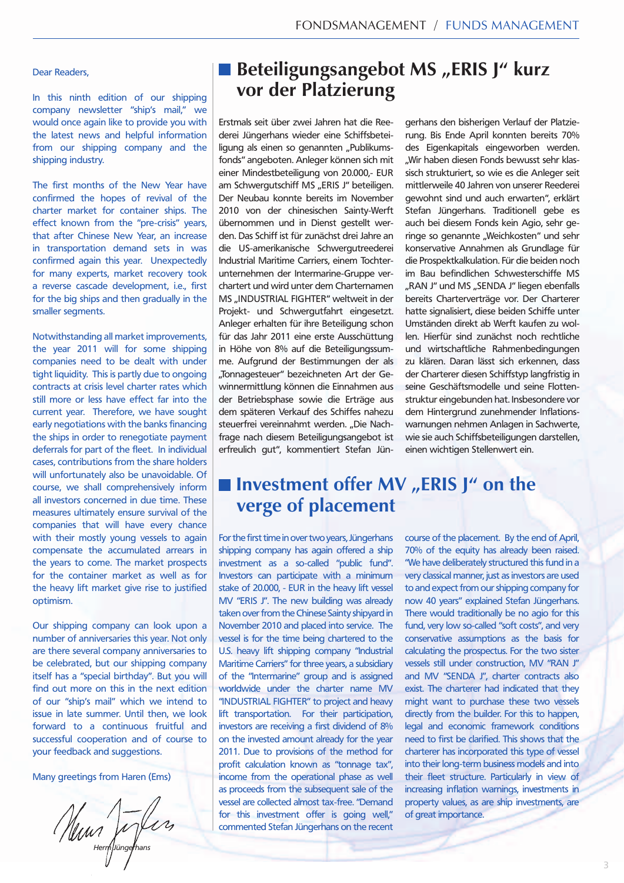Dear Readers,

In this ninth edition of our shipping company newsletter "ship's mail," we would once again like to provide you with the latest news and helpful information from our shipping company and the shipping industry.

The first months of the New Year have confirmed the hopes of revival of the charter market for container ships. The effect known from the "pre-crisis" years, that after Chinese New Year, an increase in transportation demand sets in was confirmed again this year. Unexpectedly for many experts, market recovery took a reverse cascade development, i.e., first for the big ships and then gradually in the smaller segments.

Notwithstanding all market improvements, the year 2011 will for some shipping companies need to be dealt with under tight liquidity. This is partly due to ongoing contracts at crisis level charter rates which still more or less have effect far into the current year. Therefore, we have sought early negotiations with the banks financing the ships in order to renegotiate payment deferrals for part of the fleet. In individual cases, contributions from the share holders will unfortunately also be unavoidable. Of course, we shall comprehensively inform all investors concerned in due time. These measures ultimately ensure survival of the companies that will have every chance with their mostly young vessels to again compensate the accumulated arrears in the years to come. The market prospects for the container market as well as for the heavy lift market give rise to justified optimism.

Our shipping company can look upon a number of anniversaries this year. Not only are there several company anniversaries to be celebrated, but our shipping company itself has a "special birthday". But you will find out more on this in the next edition of our "ship's mail" which we intend to issue in late summer. Until then, we look forward to a continuous fruitful and successful cooperation and of course to your feedback and suggestions.

Many greetings from Haren (Ems)

Herm Jüngerhans

# Beteiligungsangebot MS „ERIS J" kurz vor der Platzierung

Erstmals seit über zwei Jahren hat die Reederei Jüngerhans wieder eine Schiffsbeteiligung als einen so genannten „Publikumsfonds" angeboten. Anleger können sich mit einer Mindestbeteiligung von 20.000,- EUR am Schwergutschiff MS „ERIS J" beteiligen. Der Neubau konnte bereits im November 2010 von der chinesischen Sainty-Werft übernommen und in Dienst gestellt werden. Das Schiff ist für zunächst drei Jahre an die US-amerikanische Schwergutreederei Industrial Maritime Carriers, einem Tochterunternehmen der Intermarine-Gruppe verchartert und wird unter dem Charternamen MS „INDUSTRIAL FIGHTER" weltweit in der Projekt- und Schwergutfahrt eingesetzt. Anleger erhalten für ihre Beteiligung schon für das Jahr 2011 eine erste Ausschüttung in Höhe von 8% auf die Beteiligungssumme. Aufgrund der Bestimmungen der als „Tonnagesteuer" bezeichneten Art der Gewinnermittlung können die Einnahmen aus der Betriebsphase sowie die Erträge aus dem späteren Verkauf des Schiffes nahezu steuerfrei vereinnahmt werden. „Die Nachfrage nach diesem Beteiligungsangebot ist erfreulich gut", kommentiert Stefan Jüngerhans den bisherigen Verlauf der Platzierung. Bis Ende April konnten bereits 70% des Eigenkapitals eingeworben werden. „Wir haben diesen Fonds bewusst sehr klassisch strukturiert, so wie es die Anleger seit mittlerweile 40 Jahren von unserer Reederei gewohnt sind und auch erwarten", erklärt Stefan Jüngerhans. Traditionell gebe es auch bei diesem Fonds kein Agio, sehr geringe so genannte „Weichkosten" und sehr konservative Annahmen als Grundlage für die Prospektkalkulation. Für die beiden noch im Bau befindlichen Schwesterschiffe MS „RAN J" und MS „SENDA J" liegen ebenfalls bereits Charterverträge vor. Der Charterer hatte signalisiert, diese beiden Schiffe unter Umständen direkt ab Werft kaufen zu wollen. Hierfür sind zunächst noch rechtliche und wirtschaftliche Rahmenbedingungen zu klären. Daran lässt sich erkennen, dass der Charterer diesen Schiffstyp langfristig in seine Geschäftsmodelle und seine Flottenstruktur eingebunden hat. Insbesondere vor dem Hintergrund zunehmender Inflationswarnungen nehmen Anlagen in Sachwerte, wie sie auch Schiffsbeteiligungen darstellen, einen wichtigen Stellenwert ein.

# Investment offer MV „ERIS J" on the verge of placement

For the first time in over two years, Jüngerhans shipping company has again offered a ship investment as a so-called "public fund". Investors can participate with a minimum stake of 20.000, - EUR in the heavy lift vessel MV "ERIS J". The new building was already taken over from the Chinese Sainty shipyard in November 2010 and placed into service. The vessel is for the time being chartered to the U.S. heavy lift shipping company "Industrial Maritime Carriers" for three years, a subsidiary of the "Intermarine" group and is assigned worldwide under the charter name MV "INDUSTRIAL FIGHTER" to project and heavy lift transportation. For their participation, investors are receiving a first dividend of 8% on the invested amount already for the year 2011. Due to provisions of the method for profit calculation known as "tonnage tax", income from the operational phase as well as proceeds from the subsequent sale of the vessel are collected almost tax-free. "Demand for this investment offer is going well," commented Stefan Jüngerhans on the recent course of the placement. By the end of April, 70% of the equity has already been raised. "We have deliberately structured this fund in a very classical manner, just as investors are used to and expect from our shipping company for now 40 years" explained Stefan Jüngerhans. There would traditionally be no agio for this fund, very low so-called "soft costs", and very conservative assumptions as the basis for calculating the prospectus. For the two sister vessels still under construction, MV "RAN J" and MV "SENDA J", charter contracts also exist. The charterer had indicated that they might want to purchase these two vessels directly from the builder. For this to happen, legal and economic framework conditions need to first be clarified. This shows that the charterer has incorporated this type of vessel into their long-term business models and into their fleet structure. Particularly in view of increasing inflation warnings, investments in property values, as are ship investments, are of great importance.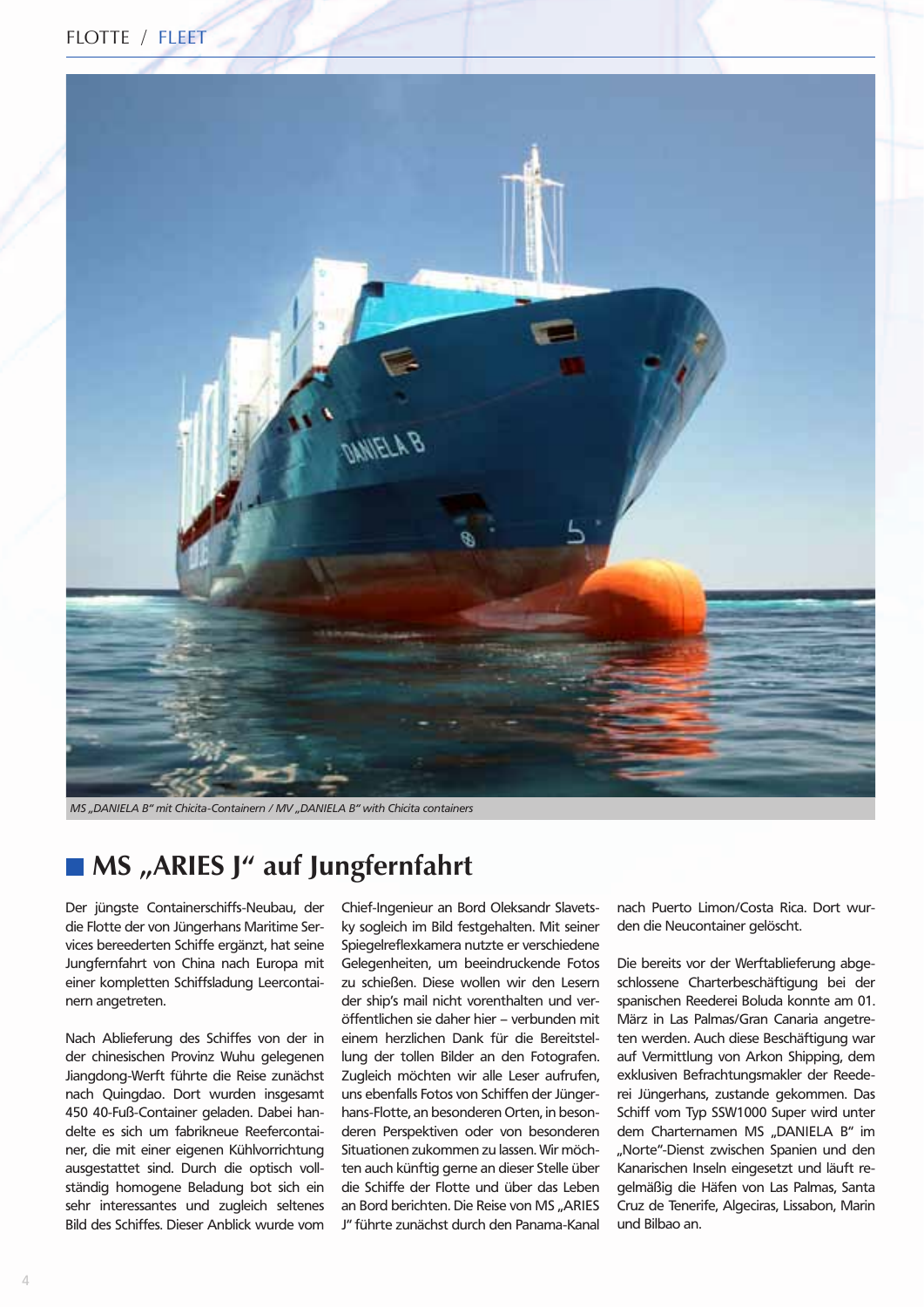MS „DANIELA B" mit Chicita-Containern / MV „DANIELA B" with Chicita containers

## MS „ARIES J" auf Jungfernfahrt

Der jüngste Containerschiffs-Neubau, der die Flotte der von Jüngerhans Maritime Services bereederten Schiffe ergänzt, hat seine Jungfernfahrt von China nach Europa mit einer kompletten Schiffsladung Leercontainern angetreten.

Nach Ablieferung des Schiffes von der in der chinesischen Provinz Wuhu gelegenen Jiangdong-Werft führte die Reise zunächst nach Quingdao. Dort wurden insgesamt 450 40-Fuß-Container geladen. Dabei handelte es sich um fabrikneue Reefercontainer, die mit einer eigenen Kühlvorrichtung ausgestattet sind. Durch die optisch vollständig homogene Beladung bot sich ein sehr interessantes und zugleich seltenes Bild des Schiffes. Dieser Anblick wurde vom Chief-Ingenieur an Bord Oleksandr Slavetsky sogleich im Bild festgehalten. Mit seiner Spiegelreflexkamera nutzte er verschiedene Gelegenheiten, um beeindruckende Fotos zu schießen. Diese wollen wir den Lesern der ship's mail nicht vorenthalten und veröffentlichen sie daher hier – verbunden mit einem herzlichen Dank für die Bereitstellung der tollen Bilder an den Fotografen. Zugleich möchten wir alle Leser aufrufen, uns ebenfalls Fotos von Schiffen der Jüngerhans-Flotte, an besonderen Orten, in besonderen Perspektiven oder von besonderen Situationen zukommen zu lassen. Wir möchten auch künftig gerne an dieser Stelle über die Schiffe der Flotte und über das Leben an Bord berichten. Die Reise von MS „ARIES J" führte zunächst durch den Panama-Kanal nach Puerto Limon/Costa Rica. Dort wurden die Neucontainer gelöscht.

Die bereits vor der Werftablieferung abgeschlossene Charterbeschäftigung bei der spanischen Reederei Boluda konnte am 01. März in Las Palmas/Gran Canaria angetreten werden. Auch diese Beschäftigung war auf Vermittlung von Arkon Shipping, dem exklusiven Befrachtungsmakler der Reederei Jüngerhans, zustande gekommen. Das Schiff vom Typ SSW1000 Super wird unter dem Charternamen MS „DANIELA B" im „Norte"-Dienst zwischen Spanien und den Kanarischen Inseln eingesetzt und läuft regelmäßig die Häfen von Las Palmas, Santa Cruz de Tenerife, Algeciras, Lissabon, Marin und Bilbao an.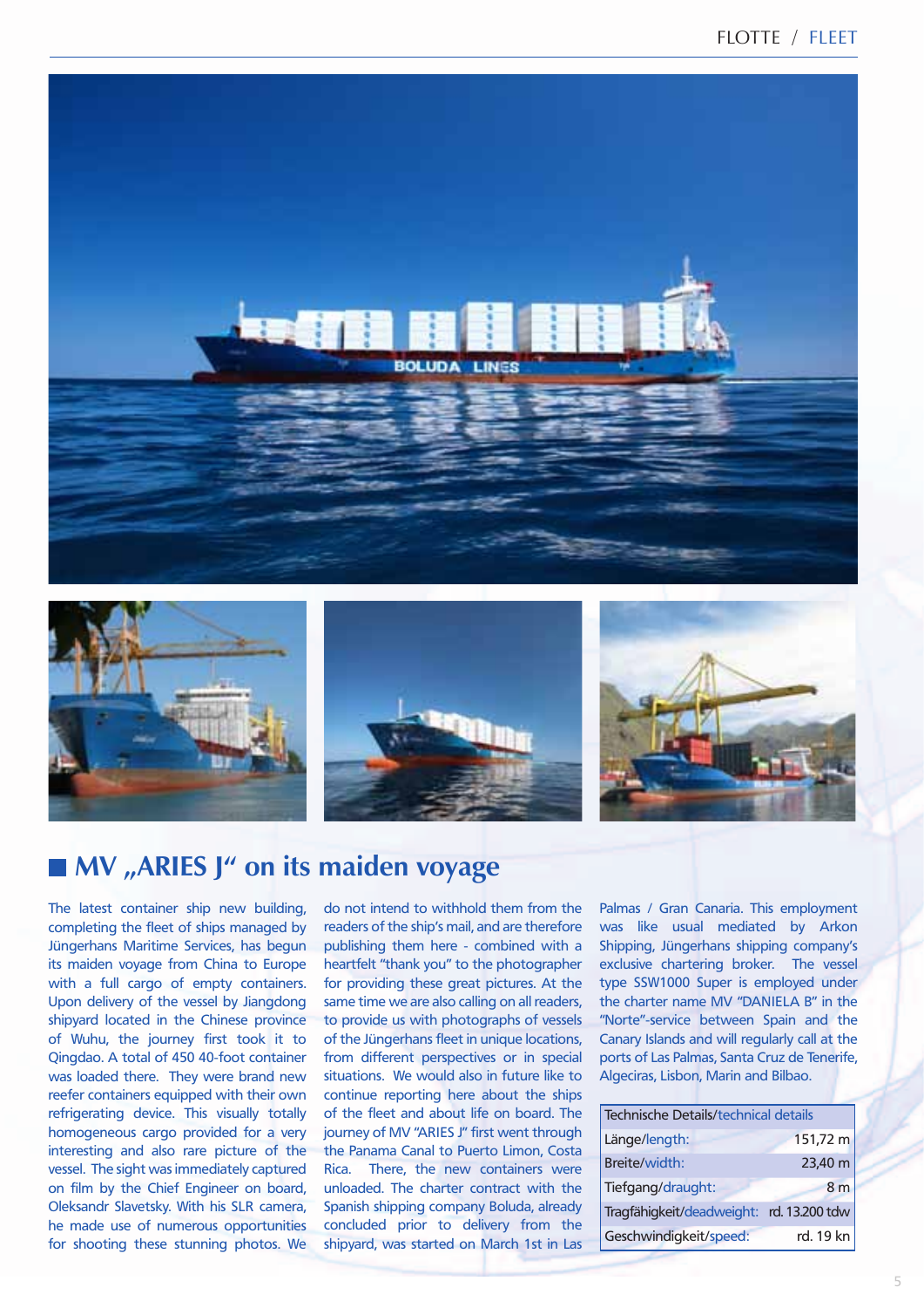## MV „ARIES J" on its maiden voyage

The latest container ship new building, completing the fleet of ships managed by Jüngerhans Maritime Services, has begun its maiden voyage from China to Europe with a full cargo of empty containers. Upon delivery of the vessel by Jiangdong shipyard located in the Chinese province of Wuhu, the journey first took it to Qingdao. A total of 450 40-foot container was loaded there. They were brand new reefer containers equipped with their own refrigerating device. This visually totally homogeneous cargo provided for a very interesting and also rare picture of the vessel. The sight was immediately captured on film by the Chief Engineer on board, Oleksandr Slavetsky. With his SLR camera, he made use of numerous opportunities for shooting these stunning photos. We do not intend to withhold them from the readers of the ship's mail, and are therefore publishing them here - combined with a heartfelt "thank you" to the photographer for providing these great pictures. At the same time we are also calling on all readers, to provide us with photographs of vessels of the Jüngerhans fleet in unique locations, from different perspectives or in special situations. We would also in future like to continue reporting here about the ships of the fleet and about life on board. The journey of MV "ARIES J" first went through the Panama Canal to Puerto Limon, Costa Rica. There, the new containers were unloaded. The charter contract with the Spanish shipping company Boluda, already concluded prior to delivery from the shipyard, was started on March 1st in Las Palmas / Gran Canaria. This employment was like usual mediated by Arkon Shipping, Jüngerhans shipping company's exclusive chartering broker. The vessel type SSW1000 Super is employed under the charter name MV "DANIELA B" in the "Norte"-service between Spain and the Canary Islands and will regularly call at the ports of Las Palmas, Santa Cruz de Tenerife, Algeciras, Lisbon, Marin and Bilbao.

| Technische Details/technical details | |
|---|---|
| Länge/length: | 151,72 m |
| Breite/width: | 23,40 m |
| Tiefgang/draught: | 8 m |
| Tragfähigkeit/deadweight: | rd. 13.200 tdw |
| Geschwindigkeit/speed: | rd. 19 kn |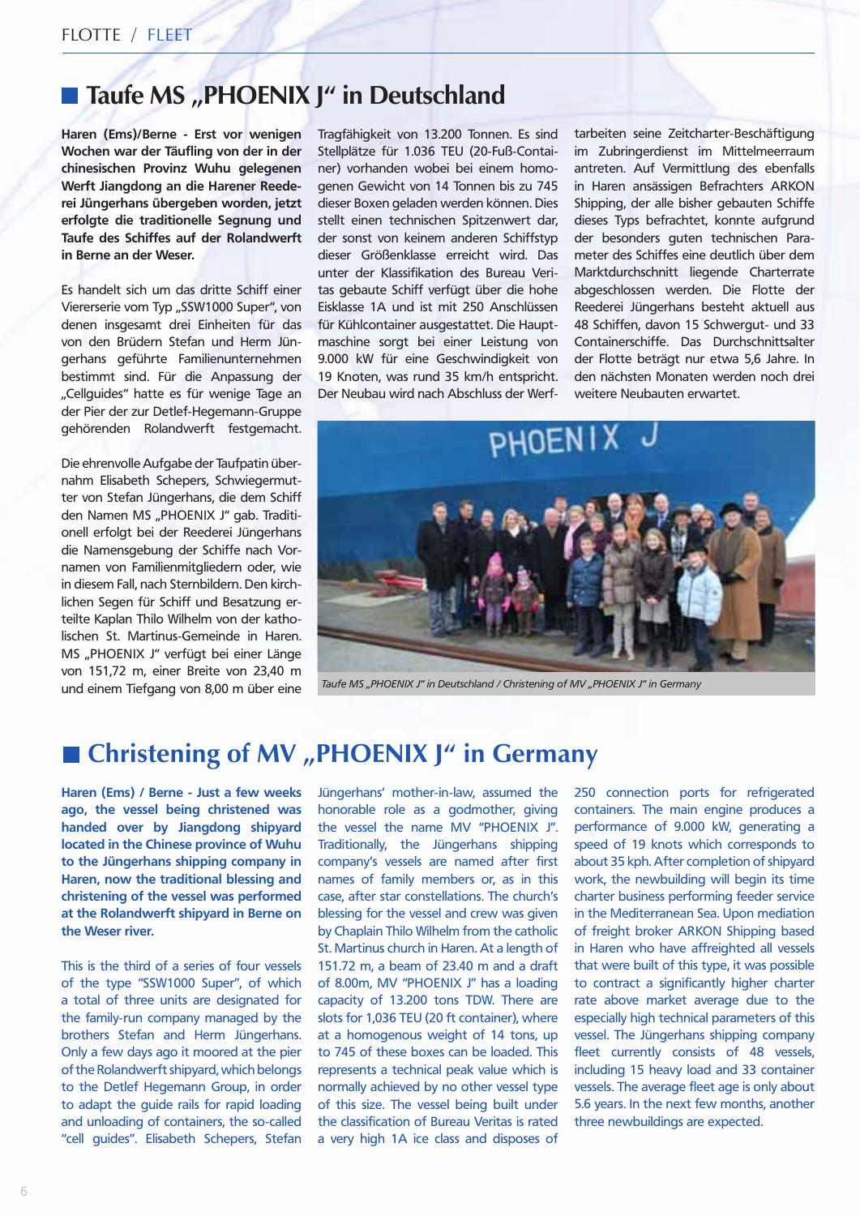## Taufe MS „PHOENIX J" in Deutschland

**Haren (Ems)/Berne - Erst vor wenigen Wochen war der Täufling von der in der chinesischen Provinz Wuhu gelegenen Werft Jiangdong an die Harener Reederei Jüngerhans übergeben worden, jetzt erfolgte die traditionelle Segnung und Taufe des Schiffes auf der Rolandwerft in Berne an der Weser.**

Es handelt sich um das dritte Schiff einer Viererserie vom Typ „SSW1000 Super", von denen insgesamt drei Einheiten für das von den Brüdern Stefan und Herm Jüngerhans geführte Familienunternehmen bestimmt sind. Für die Anpassung der „Cellguides" hatte es für wenige Tage an der Pier der zur Detlef-Hegemann-Gruppe gehörenden Rolandwerft festgemacht.

Die ehrenvolle Aufgabe der Taufpatin übernahm Elisabeth Schepers, Schwiegermutter von Stefan Jüngerhans, die dem Schiff den Namen MS „PHOENIX J" gab. Traditionell erfolgt bei der Reederei Jüngerhans die Namensgebung der Schiffe nach Vornamen von Familienmitgliedern oder, wie in diesem Fall, nach Sternbildern. Den kirchlichen Segen für Schiff und Besatzung erteilte Kaplan Thilo Wilhelm von der katholischen St. Martinus-Gemeinde in Haren. MS „PHOENIX J" verfügt bei einer Länge von 151,72 m, einer Breite von 23,40 m und einem Tiefgang von 8,00 m über eine Tragfähigkeit von 13.200 Tonnen. Es sind Stellplätze für 1.036 TEU (20-Fuß-Container) vorhanden wobei bei einem homogenen Gewicht von 14 Tonnen bis zu 745 dieser Boxen geladen werden können. Dies stellt einen technischen Spitzenwert dar, der sonst von keinem anderen Schiffstyp dieser Größenklasse erreicht wird. Das unter der Klassifikation des Bureau Veritas gebaute Schiff verfügt über die hohe Eisklasse 1A und ist mit 250 Anschlüssen für Kühlcontainer ausgestattet. Die Hauptmaschine sorgt bei einer Leistung von 9.000 kW für eine Geschwindigkeit von 19 Knoten, was rund 35 km/h entspricht. Der Neubau wird nach Abschluss der Werftarbeiten seine Zeitcharter-Beschäftigung im Zubringerdienst im Mittelmeerraum antreten. Auf Vermittlung des ebenfalls in Haren ansässigen Befrachters ARKON Shipping, der alle bisher gebauten Schiffe dieses Typs befrachtet, konnte aufgrund der besonders guten technischen Parameter des Schiffes eine deutlich über dem Marktdurchschnitt liegende Charterrate abgeschlossen werden. Die Flotte der Reederei Jüngerhans besteht aktuell aus 48 Schiffen, davon 15 Schwergut- und 33 Containerschiffe. Das Durchschnittsalter der Flotte beträgt nur etwa 5,6 Jahre. In den nächsten Monaten werden noch drei weitere Neubauten erwartet.

*Taufe MS „PHOENIX J" in Deutschland / Christening of MV „PHOENIX J" in Germany*

## Christening of MV „PHOENIX J" in Germany

**Haren (Ems) / Berne - Just a few weeks ago, the vessel being christened was handed over by Jiangdong shipyard located in the Chinese province of Wuhu to the Jüngerhans shipping company in Haren, now the traditional blessing and christening of the vessel was performed at the Rolandwerft shipyard in Berne on the Weser river.**

This is the third of a series of four vessels of the type "SSW1000 Super", of which a total of three units are designated for the family-run company managed by the brothers Stefan and Herm Jüngerhans. Only a few days ago it moored at the pier of the Rolandwerft shipyard, which belongs to the Detlef Hegemann Group, in order to adapt the guide rails for rapid loading and unloading of containers, the so-called "cell guides". Elisabeth Schepers, Stefan Jüngerhans' mother-in-law, assumed the honorable role as a godmother, giving the vessel the name MV "PHOENIX J". Traditionally, the Jüngerhans shipping company's vessels are named after first names of family members or, as in this case, after star constellations. The church's blessing for the vessel and crew was given by Chaplain Thilo Wilhelm from the catholic St. Martinus church in Haren. At a length of 151.72 m, a beam of 23.40 m and a draft of 8.00m, MV "PHOENIX J" has a loading capacity of 13.200 tons TDW. There are slots for 1,036 TEU (20 ft container), where at a homogenous weight of 14 tons, up to 745 of these boxes can be loaded. This represents a technical peak value which is normally achieved by no other vessel type of this size. The vessel being built under the classification of Bureau Veritas is rated a very high 1A ice class and disposes of 250 connection ports for refrigerated containers. The main engine produces a performance of 9.000 kW, generating a speed of 19 knots which corresponds to about 35 kph. After completion of shipyard work, the newbuilding will begin its time charter business performing feeder service in the Mediterranean Sea. Upon mediation of freight broker ARKON Shipping based in Haren who have affreighted all vessels that were built of this type, it was possible to contract a significantly higher charter rate above market average due to the especially high technical parameters of this vessel. The Jüngerhans shipping company fleet currently consists of 48 vessels, including 15 heavy load and 33 container vessels. The average fleet age is only about 5.6 years. In the next few months, another three newbuildings are expected.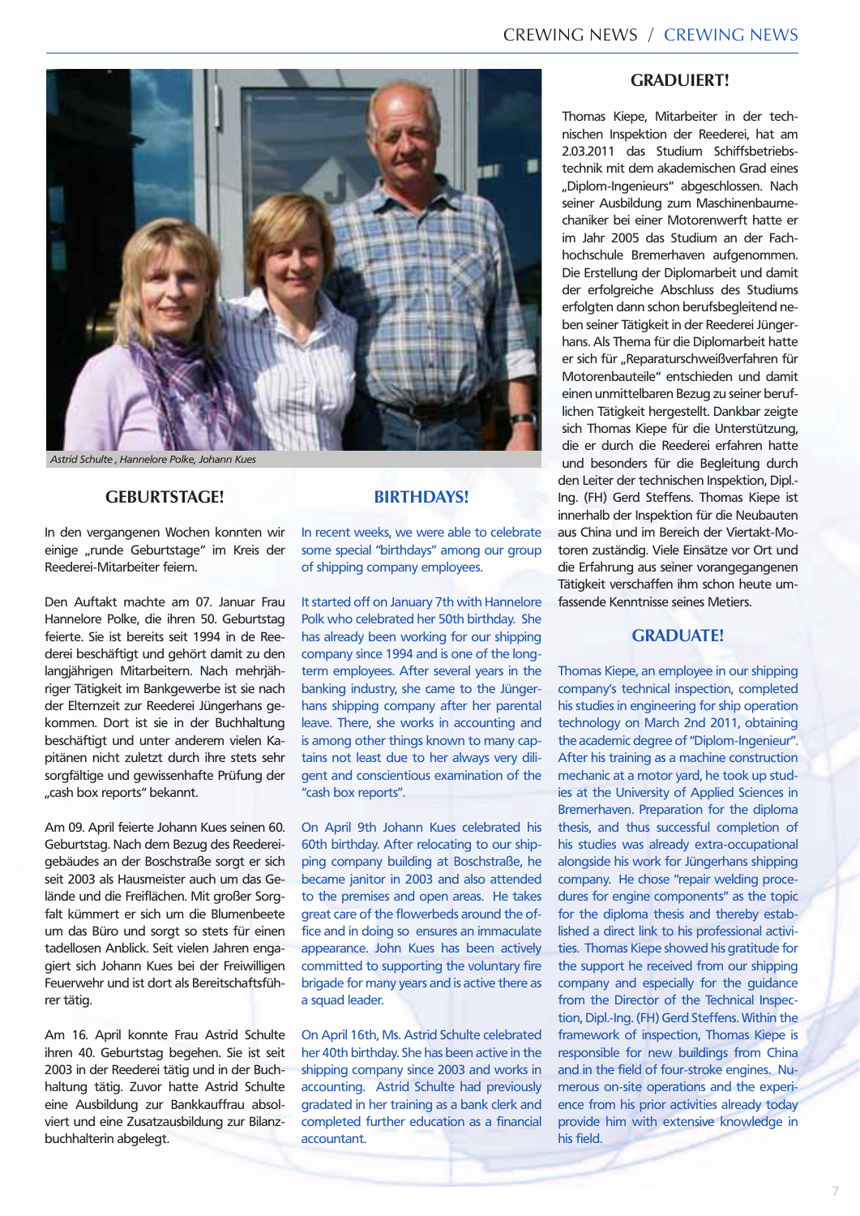Astrid Schulte , Hannelore Polke, Johann Kues

## GEBURTSTAGE!

In den vergangenen Wochen konnten wir einige „runde Geburtstage" im Kreis der Reederei-Mitarbeiter feiern.

Den Auftakt machte am 07. Januar Frau Hannelore Polke, die ihren 50. Geburtstag feierte. Sie ist bereits seit 1994 in der Reederei beschäftigt und gehört damit zu den langjährigen Mitarbeitern. Nach mehrjähriger Tätigkeit im Bankgewerbe ist sie nach der Elternzeit zur Reederei Jüngerhans gekommen. Dort ist sie in der Buchhaltung beschäftigt und unter anderem vielen Kapitänen nicht zuletzt durch ihre stets sehr sorgfältige und gewissenhafte Prüfung der „cash box reports" bekannt.

Am 09. April feierte Johann Kues seinen 60. Geburtstag. Nach dem Bezug des Reedereigebäudes an der Boschstraße sorgt er sich seit 2003 als Hausmeister auch um das Gelände und die Freiflächen. Mit großer Sorgfalt kümmert er sich um die Blumenbeete um das Büro und sorgt so stets für einen tadellosen Anblick. Seit vielen Jahren engagiert sich Johann Kues bei der Freiwilligen Feuerwehr und ist dort als Bereitschaftsführer tätig.

Am 16. April konnte Frau Astrid Schulte ihren 40. Geburtstag begehen. Sie ist seit 2003 in der Reederei tätig und in der Buchhaltung tätig. Zuvor hatte Astrid Schulte eine Ausbildung zur Bankkauffrau absolviert und eine Zusatzausbildung zur Bilanzbuchhalterin abgelegt.

## BIRTHDAYS!

In recent weeks, we were able to celebrate some special "birthdays" among our group of shipping company employees.

It started off on January 7th with Hannelore Polk who celebrated her 50th birthday. She has already been working for our shipping company since 1994 and is one of the long-term employees. After several years in the banking industry, she came to the Jüngerhans shipping company after her parental leave. There, she works in accounting and is among other things known to many captains not least due to her always very diligent and conscientious examination of the "cash box reports".

On April 9th Johann Kues celebrated his 60th birthday. After relocating to our shipping company building at Boschstraße, he became janitor in 2003 and also attended to the premises and open areas. He takes great care of the flowerbeds around the office and in doing so ensures an immaculate appearance. John Kues has been actively committed to supporting the voluntary fire brigade for many years and is active there as a squad leader.

On April 16th, Ms. Astrid Schulte celebrated her 40th birthday. She has been active in the shipping company since 2003 and works in accounting. Astrid Schulte had previously gradated in her training as a bank clerk and completed further education as a financial accountant.

## GRADUIERT!

Thomas Kiepe, Mitarbeiter in der technischen Inspektion der Reederei, hat am 2.03.2011 das Studium Schiffsbetriebstechnik mit dem akademischen Grad eines „Diplom-Ingenieurs" abgeschlossen. Nach seiner Ausbildung zum Maschinenbaumechaniker bei einer Motorenwerft hatte er im Jahr 2005 das Studium an der Fachhochschule Bremerhaven aufgenommen. Die Erstellung der Diplomarbeit und damit der erfolgreiche Abschluss des Studiums erfolgten dann schon berufsbegleitend neben seiner Tätigkeit in der Reederei Jüngerhans. Als Thema für die Diplomarbeit hatte er sich für „Reparaturschweißverfahren für Motorenbauteile" entschieden und damit einen unmittelbaren Bezug zu seiner beruflichen Tätigkeit hergestellt. Dankbar zeigte sich Thomas Kiepe für die Unterstützung, die er durch die Reederei erfahren hatte und besonders für die Begleitung durch den Leiter der technischen Inspektion, Dipl.-Ing. (FH) Gerd Steffens. Thomas Kiepe ist innerhalb der Inspektion für die Neubauten aus China und im Bereich der Viertakt-Motoren zuständig. Viele Einsätze vor Ort und die Erfahrung aus seiner vorangegangenen Tätigkeit verschaffen ihm schon heute umfassende Kenntnisse seines Metiers.

## GRADUATE!

Thomas Kiepe, an employee in our shipping company's technical inspection, completed his studies in engineering for ship operation technology on March 2nd 2011, obtaining the academic degree of "Diplom-Ingenieur". After his training as a machine construction mechanic at a motor yard, he took up studies at the University of Applied Sciences in Bremerhaven. Preparation for the diploma thesis, and thus successful completion of his studies was already extra-occupational alongside his work for Jüngerhans shipping company. He chose "repair welding procedures for engine components" as the topic for the diploma thesis and thereby established a direct link to his professional activities. Thomas Kiepe showed his gratitude for the support he received from our shipping company and especially for the guidance from the Director of the Technical Inspection, Dipl.-Ing. (FH) Gerd Steffens. Within the framework of inspection, Thomas Kiepe is responsible for new buildings from China and in the field of four-stroke engines. Numerous on-site operations and the experience from his prior activities already today provide him with extensive knowledge in his field.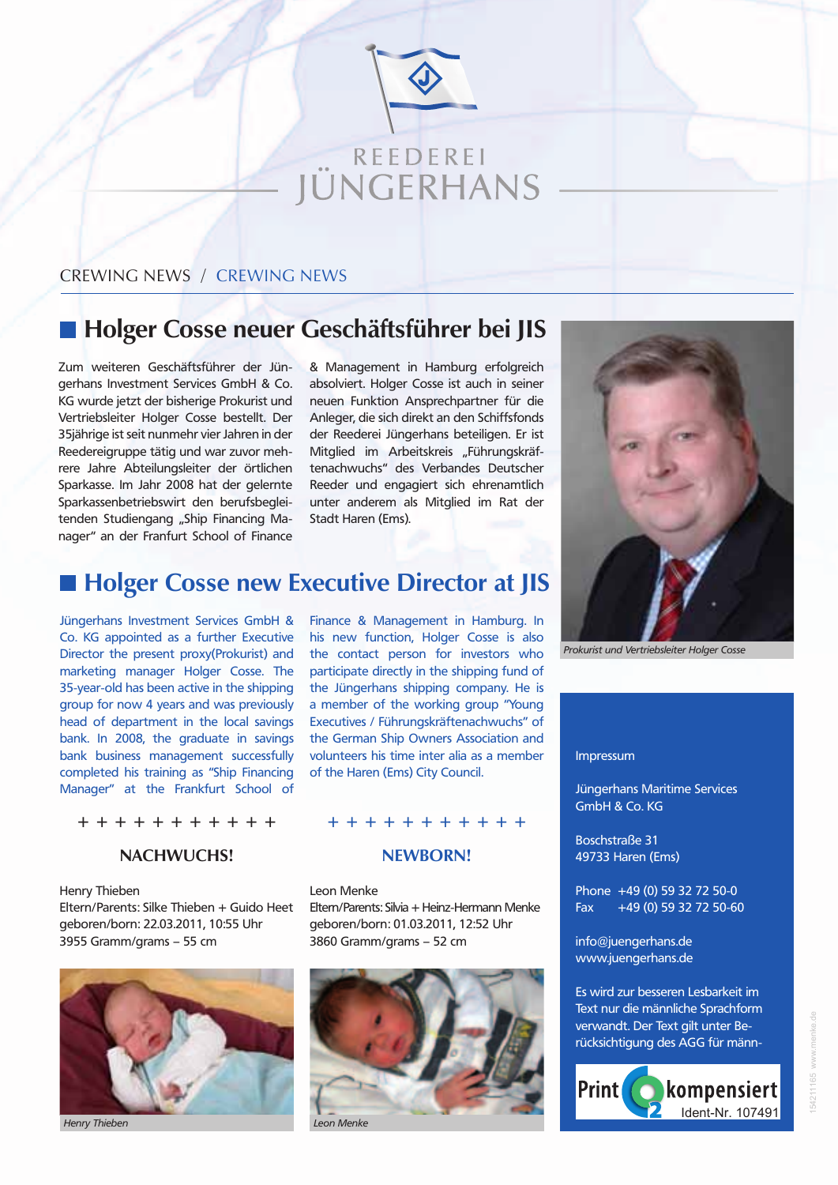REEDEREI JÜNGERHANS

CREWING NEWS / CREWING NEWS

## Holger Cosse neuer Geschäftsführer bei JIS

Zum weiteren Geschäftsführer der Jüngerhans Investment Services GmbH & Co. KG wurde jetzt der bisherige Prokurist und Vertriebsleiter Holger Cosse bestellt. Der 35jährige ist seit nunmehr vier Jahren in der Reedereigruppe tätig und war zuvor mehrere Jahre Abteilungsleiter der örtlichen Sparkasse. Im Jahr 2008 hat der gelernte Sparkassenbetriebswirt den berufsbegleitenden Studiengang „Ship Financing Manager" an der Franfurt School of Finance & Management in Hamburg erfolgreich absolviert. Holger Cosse ist auch in seiner neuen Funktion Ansprechpartner für die Anleger, die sich direkt an den Schiffsfonds der Reederei Jüngerhans beteiligen. Er ist Mitglied im Arbeitskreis „Führungskräftenachwuchs" des Verbandes Deutscher Reeder und engagiert sich ehrenamtlich unter anderem als Mitglied im Rat der Stadt Haren (Ems).

*Prokurist und Vertriebsleiter Holger Cosse*

## Holger Cosse new Executive Director at JIS

Jüngerhans Investment Services GmbH & Co. KG appointed as a further Executive Director the present proxy(Prokurist) and marketing manager Holger Cosse. The 35-year-old has been active in the shipping group for now 4 years and was previously head of department in the local savings bank. In 2008, the graduate in savings bank business management successfully completed his training as "Ship Financing Manager" at the Frankfurt School of Finance & Management in Hamburg. In his new function, Holger Cosse is also the contact person for investors who participate directly in the shipping fund of the Jüngerhans shipping company. He is a member of the working group "Young Executives / Führungskräftenachwuchs" of the German Ship Owners Association and volunteers his time inter alia as a member of the Haren (Ems) City Council.

+ + + + + + + + + + + +

### NACHWUCHS!

Henry Thieben
Eltern/Parents: Silke Thieben + Guido Heet
geboren/born: 22.03.2011, 10:55 Uhr
3955 Gramm/grams – 55 cm

*Henry Thieben*

+ + + + + + + + + + + +

### NEWBORN!

Leon Menke
Eltern/Parents: Silvia + Heinz-Hermann Menke
geboren/born: 01.03.2011, 12:52 Uhr
3860 Gramm/grams – 52 cm

*Leon Menke*

Impressum

Jüngerhans Maritime Services
GmbH & Co. KG

Boschstraße 31
49733 Haren (Ems)

Phone +49 (0) 59 32 72 50-0
Fax +49 (0) 59 32 72 50-60

info@juengerhans.de
www.juengerhans.de

Es wird zur besseren Lesbarkeit im Text nur die männliche Sprachform verwandt. Der Text gilt unter Berücksichtigung des AGG für männ-

Print CO2 kompensiert
Ident-Nr. 107491